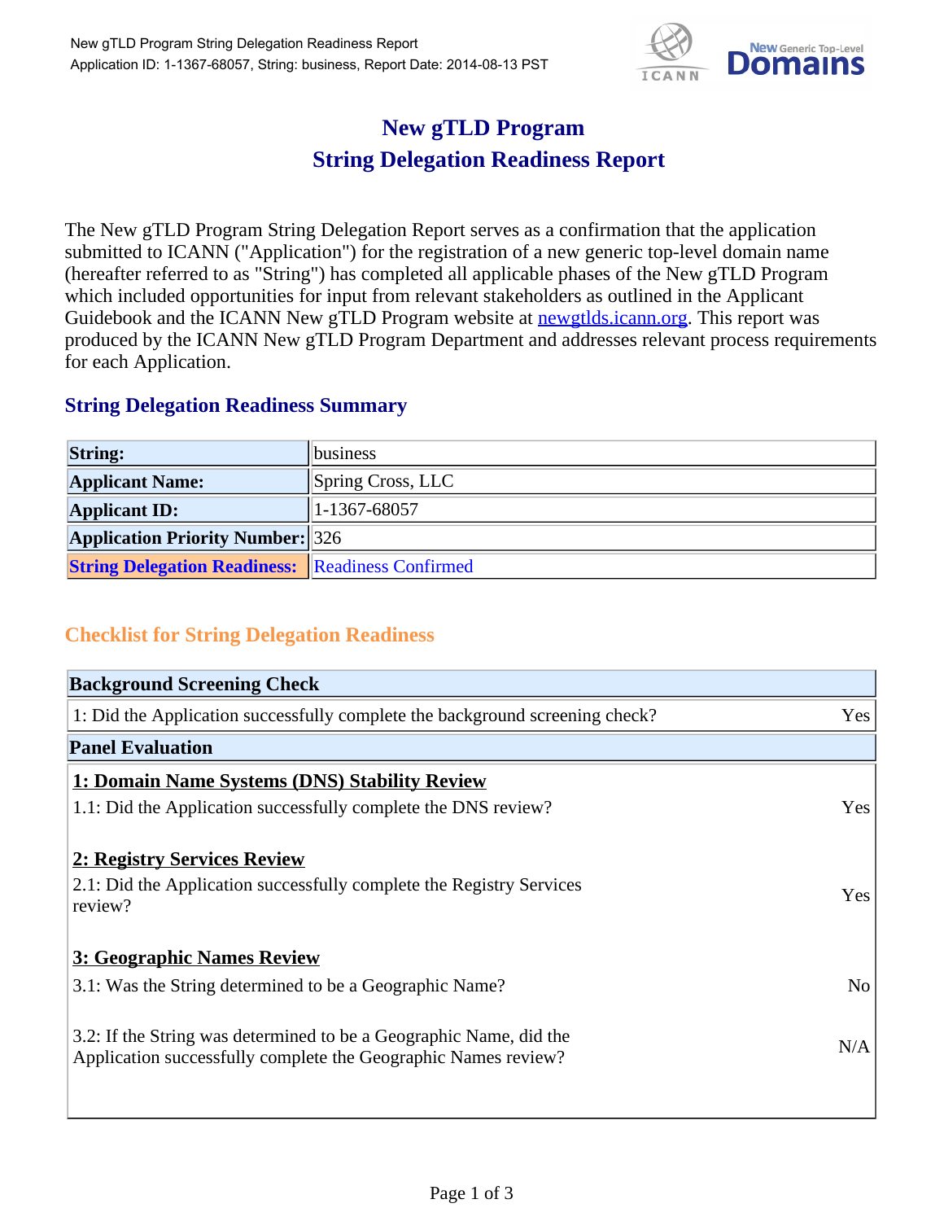# New gTLD Program
# String Delegation Readiness Report

The New gTLD Program String Delegation Report serves as a confirmation that the application submitted to ICANN ("Application") for the registration of a new generic top-level domain name (hereafter referred to as "String") has completed all applicable phases of the New gTLD Program which included opportunities for input from relevant stakeholders as outlined in the Applicant Guidebook and the ICANN New gTLD Program website at newgtlds.icann.org. This report was produced by the ICANN New gTLD Program Department and addresses relevant process requirements for each Application.

## String Delegation Readiness Summary

| **String:** | business |
|---|---|
| **Applicant Name:** | Spring Cross, LLC |
| **Applicant ID:** | 1-1367-68057 |
| **Application Priority Number:** | 326 |
| **String Delegation Readiness:** | Readiness Confirmed |

## Checklist for String Delegation Readiness

| **Background Screening Check** | |
|---|---|
| 1: Did the Application successfully complete the background screening check? | Yes |
| **Panel Evaluation** | |
| **1: Domain Name Systems (DNS) Stability Review** | |
| 1.1: Did the Application successfully complete the DNS review? | Yes |
| **2: Registry Services Review** | |
| 2.1: Did the Application successfully complete the Registry Services review? | Yes |
| **3: Geographic Names Review** | |
| 3.1: Was the String determined to be a Geographic Name? | No |
| 3.2: If the String was determined to be a Geographic Name, did the Application successfully complete the Geographic Names review? | N/A |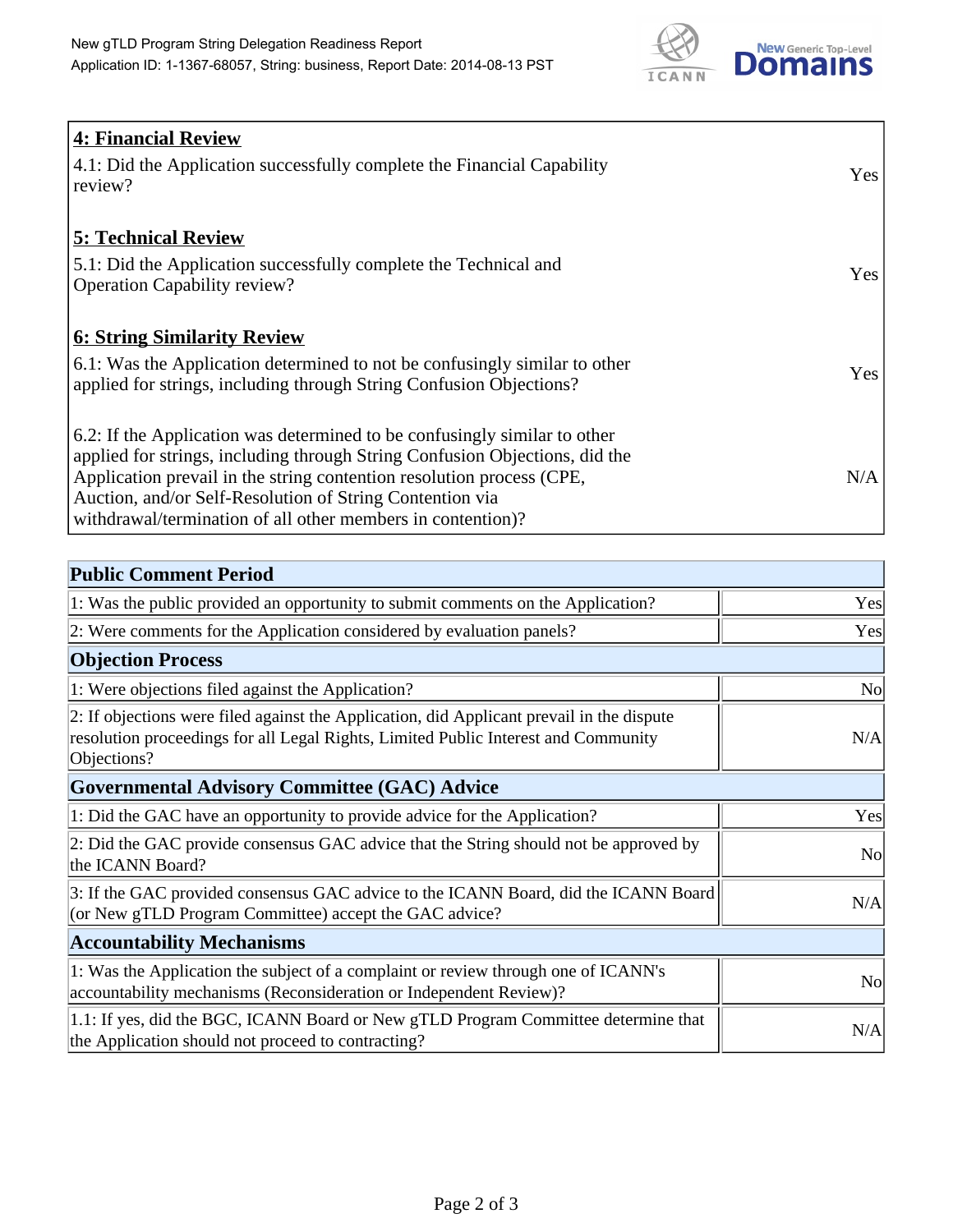## 4: Financial Review

| | |
|---|---|
| 4.1: Did the Application successfully complete the Financial Capability review? | Yes |

## 5: Technical Review

| | |
|---|---|
| 5.1: Did the Application successfully complete the Technical and Operation Capability review? | Yes |

## 6: String Similarity Review

| | |
|---|---|
| 6.1: Was the Application determined to not be confusingly similar to other applied for strings, including through String Confusion Objections? | Yes |
| 6.2: If the Application was determined to be confusingly similar to other applied for strings, including through String Confusion Objections, did the Application prevail in the string contention resolution process (CPE, Auction, and/or Self-Resolution of String Contention via withdrawal/termination of all other members in contention)? | N/A |

| Public Comment Period | |
|---|---|
| 1: Was the public provided an opportunity to submit comments on the Application? | Yes |
| 2: Were comments for the Application considered by evaluation panels? | Yes |
| **Objection Process** | |
| 1: Were objections filed against the Application? | No |
| 2: If objections were filed against the Application, did Applicant prevail in the dispute resolution proceedings for all Legal Rights, Limited Public Interest and Community Objections? | N/A |
| **Governmental Advisory Committee (GAC) Advice** | |
| 1: Did the GAC have an opportunity to provide advice for the Application? | Yes |
| 2: Did the GAC provide consensus GAC advice that the String should not be approved by the ICANN Board? | No |
| 3: If the GAC provided consensus GAC advice to the ICANN Board, did the ICANN Board (or New gTLD Program Committee) accept the GAC advice? | N/A |
| **Accountability Mechanisms** | |
| 1: Was the Application the subject of a complaint or review through one of ICANN's accountability mechanisms (Reconsideration or Independent Review)? | No |
| 1.1: If yes, did the BGC, ICANN Board or New gTLD Program Committee determine that the Application should not proceed to contracting? | N/A |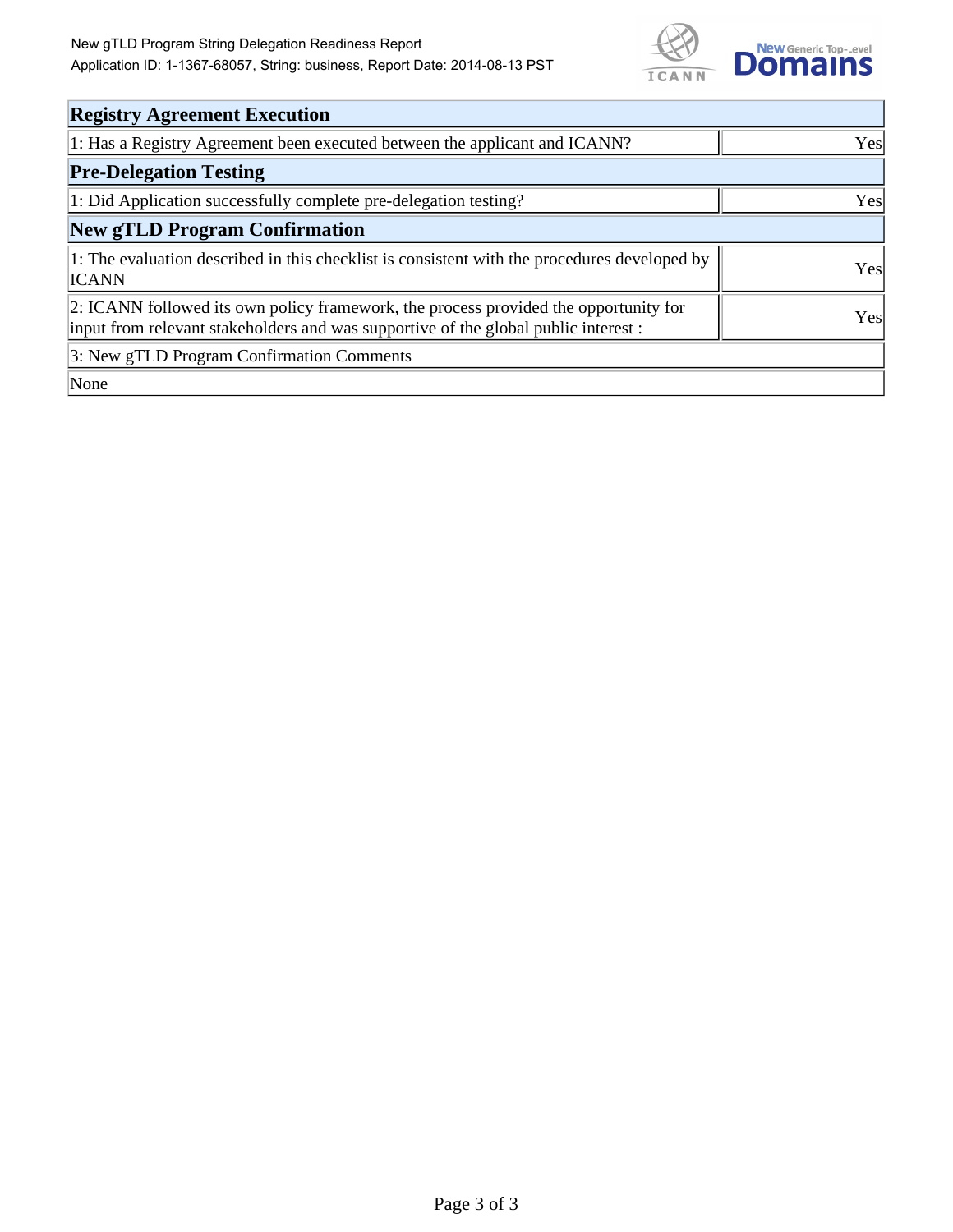## Registry Agreement Execution

| | |
|---|---|
| 1: Has a Registry Agreement been executed between the applicant and ICANN? | Yes |

## Pre-Delegation Testing

| | |
|---|---|
| 1: Did Application successfully complete pre-delegation testing? | Yes |

## New gTLD Program Confirmation

| | |
|---|---|
| 1: The evaluation described in this checklist is consistent with the procedures developed by ICANN | Yes |
| 2: ICANN followed its own policy framework, the process provided the opportunity for input from relevant stakeholders and was supportive of the global public interest : | Yes |

3: New gTLD Program Confirmation Comments

None